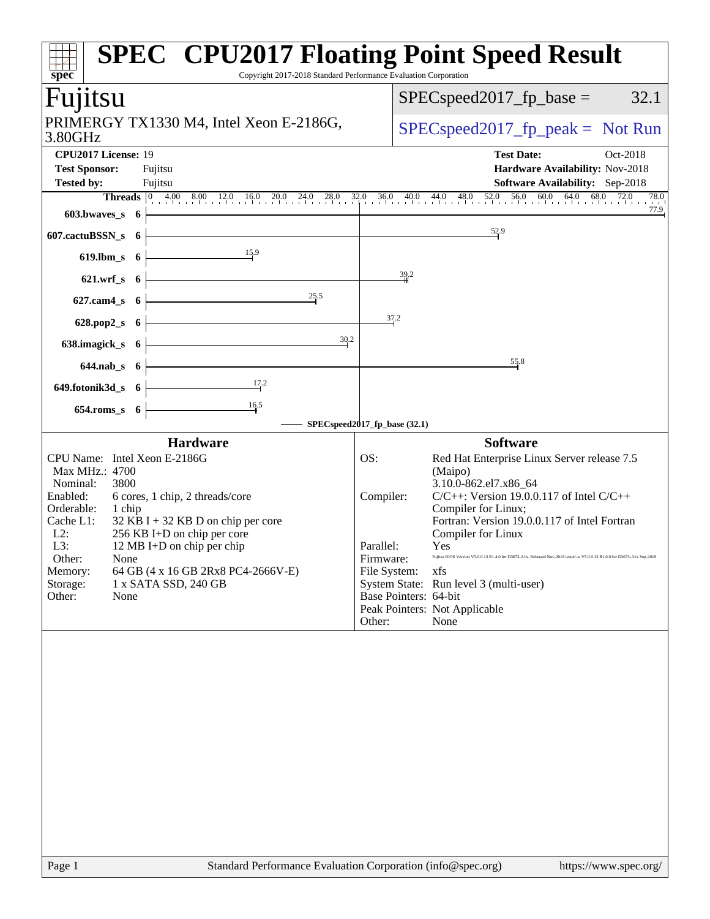# SPEC CPU2017 Floating Point Speed Result

Copyright 2017-2018 Standard Performance Evaluation Corporation

## Fujitsu

PRIMERGY TX1330 M4, Intel Xeon E-2186G, 3.80GHz

SPECspeed2017_fp_base = 32.1

SPECspeed2017_fp_peak = Not Run

**CPU2017 License:** 19
**Test Sponsor:** Fujitsu
**Tested by:** Fujitsu

**Test Date:** Oct-2018
**Hardware Availability:** Nov-2018
**Software Availability:** Sep-2018

| Benchmark | Threads | SPECspeed2017_fp_base (32.1) |
|---|---|---|
| 603.bwaves_s | 6 | 77.9 |
| 607.cactuBSSN_s | 6 | 52.9 |
| 619.lbm_s | 6 | 15.9 |
| 621.wrf_s | 6 | 39.2 |
| 627.cam4_s | 6 | 25.5 |
| 628.pop2_s | 6 | 37.2 |
| 638.imagick_s | 6 | 30.2 |
| 644.nab_s | 6 | 55.8 |
| 649.fotonik3d_s | 6 | 17.2 |
| 654.roms_s | 6 | 16.5 |

### Hardware

- CPU Name: Intel Xeon E-2186G
- Max MHz.: 4700
- Nominal: 3800
- Enabled: 6 cores, 1 chip, 2 threads/core
- Orderable: 1 chip
- Cache L1: 32 KB I + 32 KB D on chip per core
- L2: 256 KB I+D on chip per core
- L3: 12 MB I+D on chip per chip
- Other: None
- Memory: 64 GB (4 x 16 GB 2Rx8 PC4-2666V-E)
- Storage: 1 x SATA SSD, 240 GB
- Other: None

### Software

- OS: Red Hat Enterprise Linux Server release 7.5 (Maipo) 3.10.0-862.el7.x86_64
- Compiler: C/C++: Version 19.0.0.117 of Intel C/C++ Compiler for Linux; Fortran: Version 19.0.0.117 of Intel Fortran Compiler for Linux
- Parallel: Yes
- Firmware: Fujitsu BIOS Version V5.0.0.13 R1.4.0 for D3673-A1x. Released Nov-2018 tested as V5.0.0.13 R1.0.0 for D3673-A1x Sep-2018
- File System: xfs
- System State: Run level 3 (multi-user)
- Base Pointers: 64-bit
- Peak Pointers: Not Applicable
- Other: None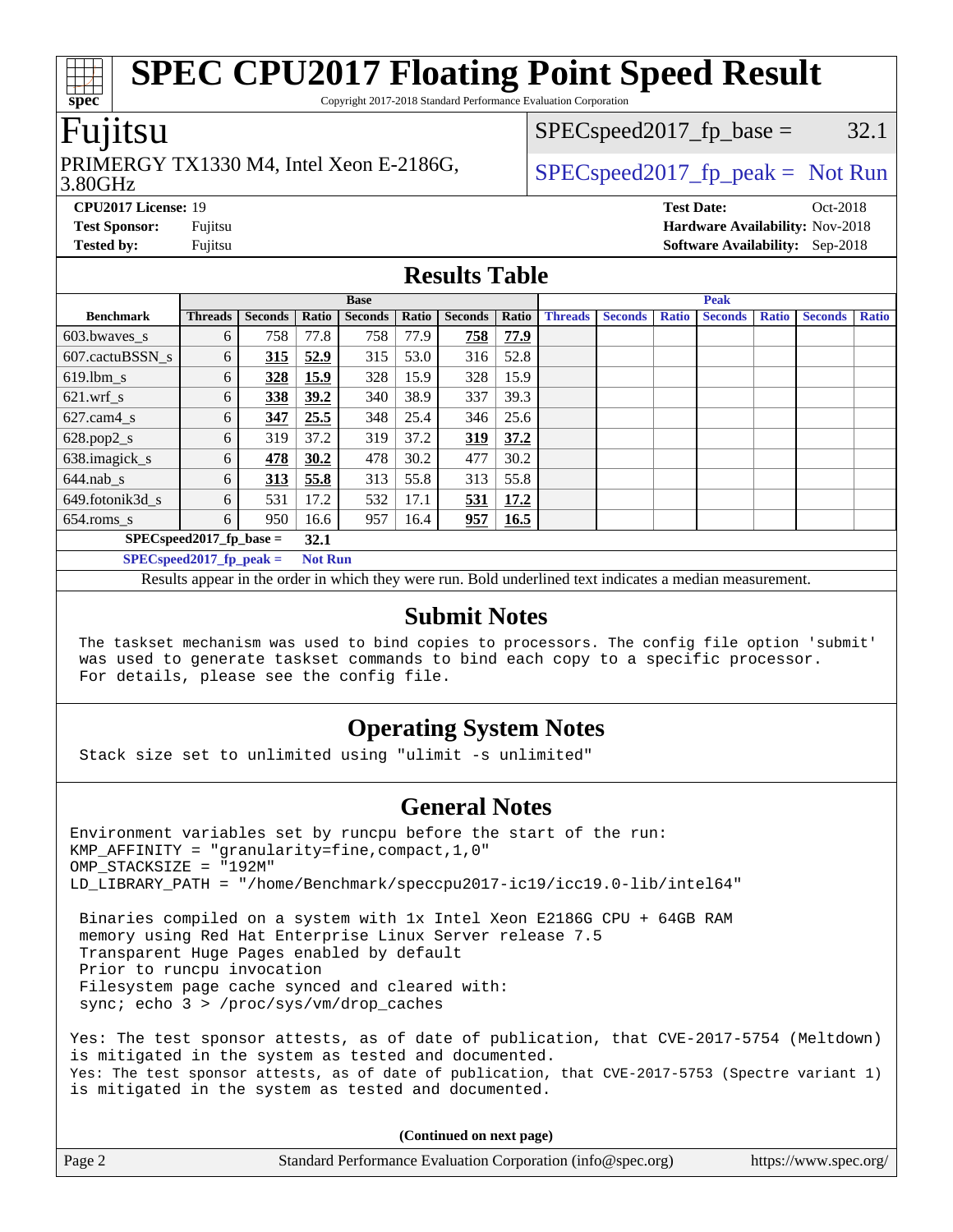# SPEC CPU2017 Floating Point Speed Result

Copyright 2017-2018 Standard Performance Evaluation Corporation

## Fujitsu

PRIMERGY TX1330 M4, Intel Xeon E-2186G, 3.80GHz

SPECspeed2017_fp_base = 32.1

SPECspeed2017_fp_peak = Not Run

**CPU2017 License:** 19
**Test Sponsor:** Fujitsu
**Tested by:** Fujitsu

**Test Date:** Oct-2018
**Hardware Availability:** Nov-2018
**Software Availability:** Sep-2018

## Results Table

| | Base | | | | | | | Peak | | | | | | |
|---|---|---|---|---|---|---|---|---|---|---|---|---|---|---|
| **Benchmark** | **Threads** | **Seconds** | **Ratio** | **Seconds** | **Ratio** | **Seconds** | **Ratio** | **Threads** | **Seconds** | **Ratio** | **Seconds** | **Ratio** | **Seconds** | **Ratio** |
| 603.bwaves_s | 6 | 758 | 77.8 | 758 | 77.9 | **758** | **77.9** | | | | | | | |
| 607.cactuBSSN_s | 6 | **315** | **52.9** | 315 | 53.0 | 316 | 52.8 | | | | | | | |
| 619.lbm_s | 6 | **328** | **15.9** | 328 | 15.9 | 328 | 15.9 | | | | | | | |
| 621.wrf_s | 6 | **338** | **39.2** | 340 | 38.9 | 337 | 39.3 | | | | | | | |
| 627.cam4_s | 6 | **347** | **25.5** | 348 | 25.4 | 346 | 25.6 | | | | | | | |
| 628.pop2_s | 6 | 319 | 37.2 | 319 | 37.2 | **319** | **37.2** | | | | | | | |
| 638.imagick_s | 6 | **478** | **30.2** | 478 | 30.2 | 477 | 30.2 | | | | | | | |
| 644.nab_s | 6 | **313** | **55.8** | 313 | 55.8 | 313 | 55.8 | | | | | | | |
| 649.fotonik3d_s | 6 | 531 | 17.2 | 532 | 17.1 | **531** | **17.2** | | | | | | | |
| 654.roms_s | 6 | 950 | 16.6 | 957 | 16.4 | **957** | **16.5** | | | | | | | |

**SPECspeed2017_fp_base = 32.1**

**SPECspeed2017_fp_peak = Not Run**

Results appear in the order in which they were run. Bold underlined text indicates a median measurement.

## Submit Notes

```
The taskset mechanism was used to bind copies to processors. The config file option 'submit'
was used to generate taskset commands to bind each copy to a specific processor.
For details, please see the config file.
```

## Operating System Notes

```
Stack size set to unlimited using "ulimit -s unlimited"
```

## General Notes

```
Environment variables set by runcpu before the start of the run:
KMP_AFFINITY = "granularity=fine,compact,1,0"
OMP_STACKSIZE = "192M"
LD_LIBRARY_PATH = "/home/Benchmark/speccpu2017-ic19/icc19.0-lib/intel64"

 Binaries compiled on a system with 1x Intel Xeon E2186G CPU + 64GB RAM
 memory using Red Hat Enterprise Linux Server release 7.5
 Transparent Huge Pages enabled by default
 Prior to runcpu invocation
 Filesystem page cache synced and cleared with:
 sync; echo 3 > /proc/sys/vm/drop_caches

Yes: The test sponsor attests, as of date of publication, that CVE-2017-5754 (Meltdown)
is mitigated in the system as tested and documented.
Yes: The test sponsor attests, as of date of publication, that CVE-2017-5753 (Spectre variant 1)
is mitigated in the system as tested and documented.
```

**(Continued on next page)**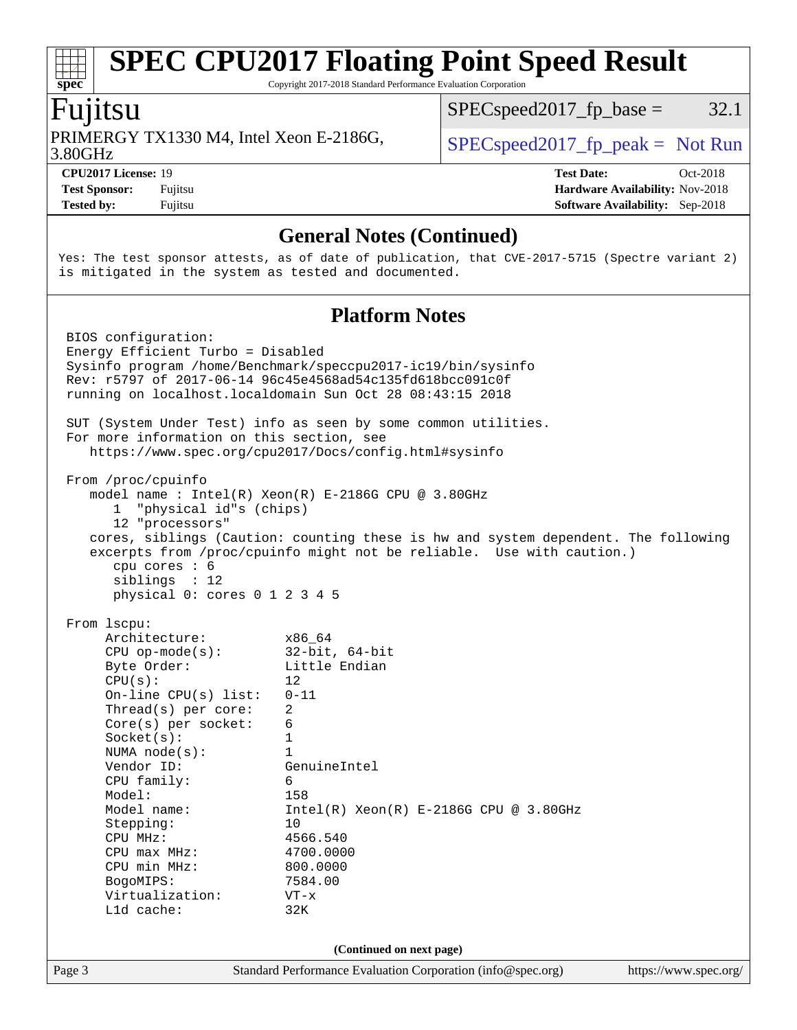## General Notes (Continued)

```
Yes: The test sponsor attests, as of date of publication, that CVE-2017-5715 (Spectre variant 2)
is mitigated in the system as tested and documented.
```

## Platform Notes

```
BIOS configuration:
Energy Efficient Turbo = Disabled
Sysinfo program /home/Benchmark/speccpu2017-ic19/bin/sysinfo
Rev: r5797 of 2017-06-14 96c45e4568ad54c135fd618bcc091c0f
running on localhost.localdomain Sun Oct 28 08:43:15 2018

SUT (System Under Test) info as seen by some common utilities.
For more information on this section, see
   https://www.spec.org/cpu2017/Docs/config.html#sysinfo

From /proc/cpuinfo
   model name : Intel(R) Xeon(R) E-2186G CPU @ 3.80GHz
      1  "physical id"s (chips)
      12 "processors"
   cores, siblings (Caution: counting these is hw and system dependent. The following
   excerpts from /proc/cpuinfo might not be reliable.  Use with caution.)
      cpu cores : 6
      siblings  : 12
      physical 0: cores 0 1 2 3 4 5

From lscpu:
     Architecture:          x86_64
     CPU op-mode(s):        32-bit, 64-bit
     Byte Order:            Little Endian
     CPU(s):                12
     On-line CPU(s) list:   0-11
     Thread(s) per core:    2
     Core(s) per socket:    6
     Socket(s):             1
     NUMA node(s):          1
     Vendor ID:             GenuineIntel
     CPU family:            6
     Model:                 158
     Model name:            Intel(R) Xeon(R) E-2186G CPU @ 3.80GHz
     Stepping:              10
     CPU MHz:               4566.540
     CPU max MHz:           4700.0000
     CPU min MHz:           800.0000
     BogoMIPS:              7584.00
     Virtualization:        VT-x
     L1d cache:             32K
```

(Continued on next page)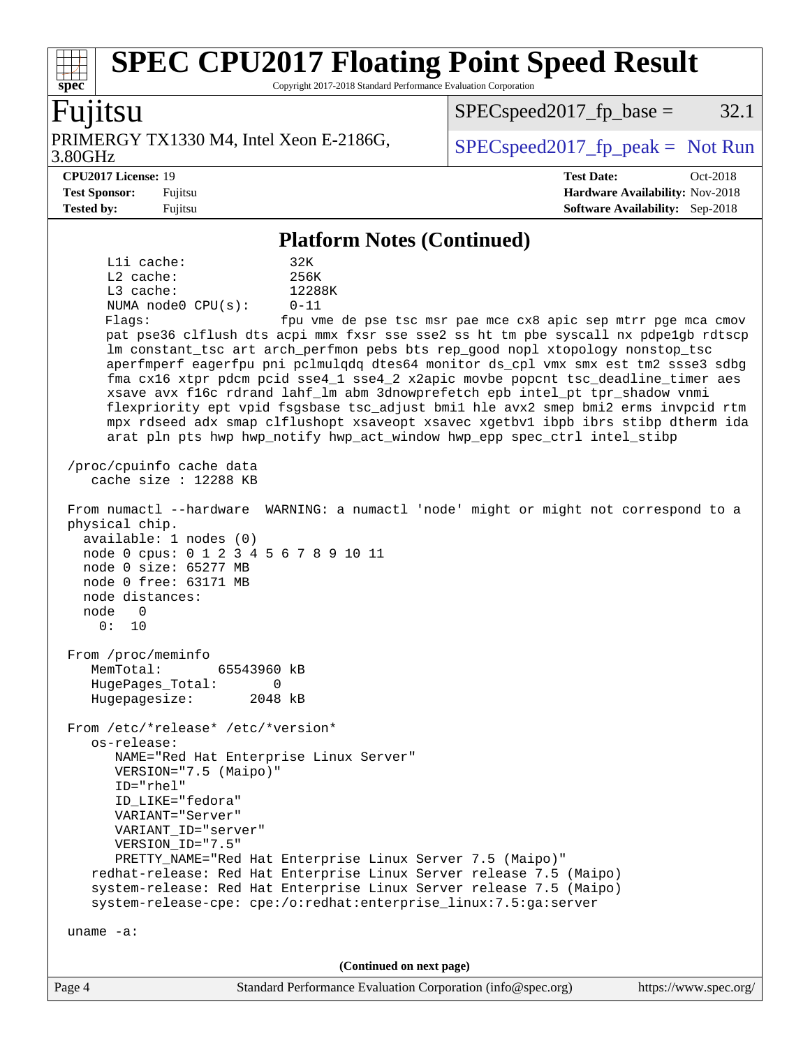## Platform Notes (Continued)

```
      L1i cache:              32K
      L2 cache:               256K
      L3 cache:               12288K
      NUMA node0 CPU(s):      0-11
      Flags:                  fpu vme de pse tsc msr pae mce cx8 apic sep mtrr pge mca cmov
      pat pse36 clflush dts acpi mmx fxsr sse sse2 ss ht tm pbe syscall nx pdpe1gb rdtscp
      lm constant_tsc art arch_perfmon pebs bts rep_good nopl xtopology nonstop_tsc
      aperfmperf eagerfpu pni pclmulqdq dtes64 monitor ds_cpl vmx smx est tm2 ssse3 sdbg
      fma cx16 xtpr pdcm pcid sse4_1 sse4_2 x2apic movbe popcnt tsc_deadline_timer aes
      xsave avx f16c rdrand lahf_lm abm 3dnowprefetch epb intel_pt tpr_shadow vnmi
      flexpriority ept vpid fsgsbase tsc_adjust bmi1 hle avx2 smep bmi2 erms invpcid rtm
      mpx rdseed adx smap clflushopt xsaveopt xsavec xgetbv1 ibpb ibrs stibp dtherm ida
      arat pln pts hwp hwp_notify hwp_act_window hwp_epp spec_ctrl intel_stibp

 /proc/cpuinfo cache data
    cache size : 12288 KB

 From numactl --hardware  WARNING: a numactl 'node' might or might not correspond to a
 physical chip.
   available: 1 nodes (0)
   node 0 cpus: 0 1 2 3 4 5 6 7 8 9 10 11
   node 0 size: 65277 MB
   node 0 free: 63171 MB
   node distances:
   node   0
     0:  10

 From /proc/meminfo
    MemTotal:       65543960 kB
    HugePages_Total:       0
    Hugepagesize:       2048 kB

 From /etc/*release* /etc/*version*
    os-release:
       NAME="Red Hat Enterprise Linux Server"
       VERSION="7.5 (Maipo)"
       ID="rhel"
       ID_LIKE="fedora"
       VARIANT="Server"
       VARIANT_ID="server"
       VERSION_ID="7.5"
       PRETTY_NAME="Red Hat Enterprise Linux Server 7.5 (Maipo)"
    redhat-release: Red Hat Enterprise Linux Server release 7.5 (Maipo)
    system-release: Red Hat Enterprise Linux Server release 7.5 (Maipo)
    system-release-cpe: cpe:/o:redhat:enterprise_linux:7.5:ga:server

 uname -a:
```

(Continued on next page)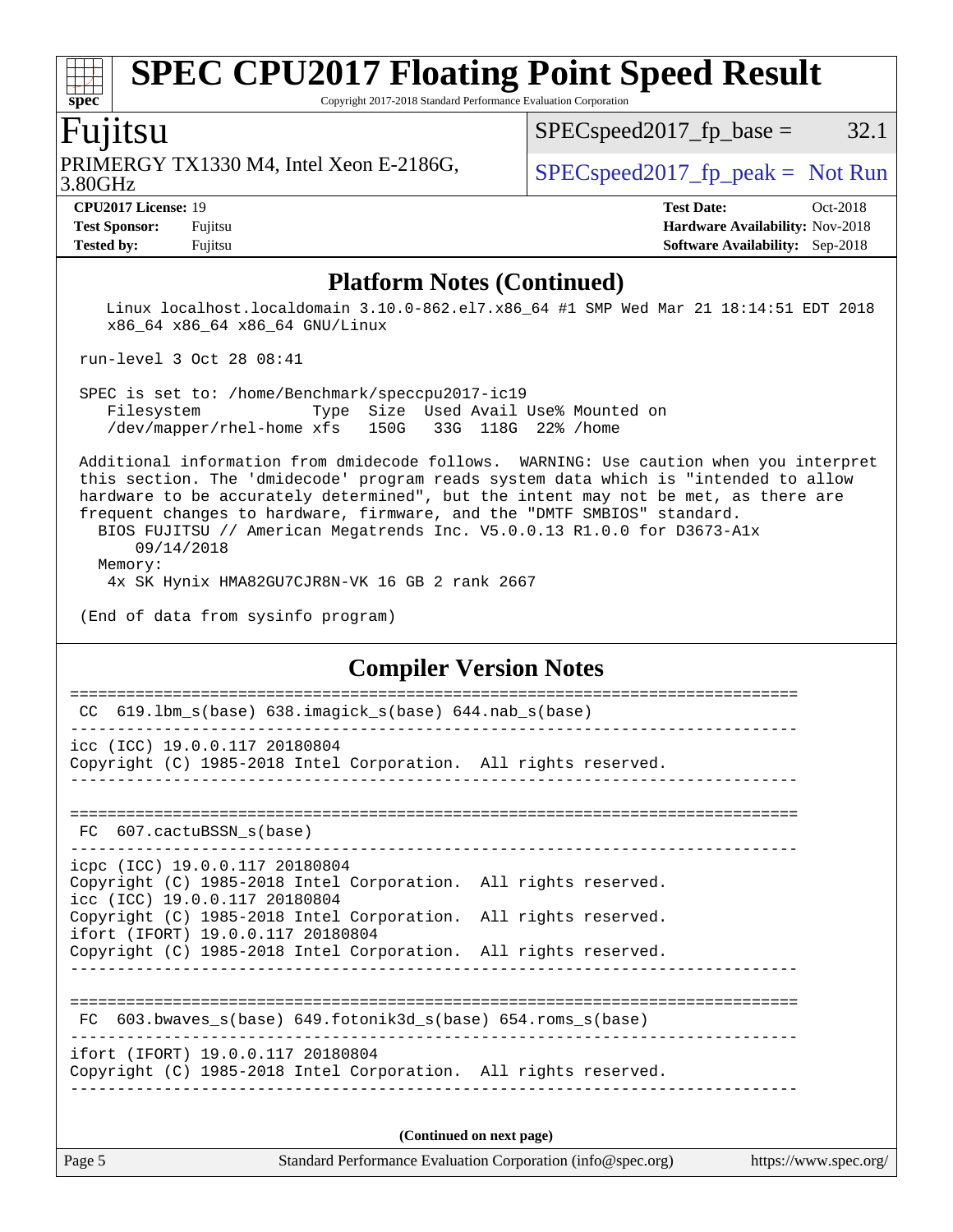# SPEC CPU2017 Floating Point Speed Result

Copyright 2017-2018 Standard Performance Evaluation Corporation

## Fujitsu

PRIMERGY TX1330 M4, Intel Xeon E-2186G, 3.80GHz

SPECspeed2017_fp_base = 32.1

SPECspeed2017_fp_peak = Not Run

**CPU2017 License:** 19
**Test Sponsor:** Fujitsu
**Tested by:** Fujitsu

**Test Date:** Oct-2018
**Hardware Availability:** Nov-2018
**Software Availability:** Sep-2018

## Platform Notes (Continued)

```
    Linux localhost.localdomain 3.10.0-862.el7.x86_64 #1 SMP Wed Mar 21 18:14:51 EDT 2018
    x86_64 x86_64 x86_64 GNU/Linux

 run-level 3 Oct 28 08:41

 SPEC is set to: /home/Benchmark/speccpu2017-ic19
    Filesystem             Type  Size  Used Avail Use% Mounted on
    /dev/mapper/rhel-home xfs   150G   33G  118G  22% /home

 Additional information from dmidecode follows.  WARNING: Use caution when you interpret
 this section. The 'dmidecode' program reads system data which is "intended to allow
 hardware to be accurately determined", but the intent may not be met, as there are
 frequent changes to hardware, firmware, and the "DMTF SMBIOS" standard.
   BIOS FUJITSU // American Megatrends Inc. V5.0.0.13 R1.0.0 for D3673-A1x
       09/14/2018
   Memory:
    4x SK Hynix HMA82GU7CJR8N-VK 16 GB 2 rank 2667

 (End of data from sysinfo program)
```

## Compiler Version Notes

```
==============================================================================
 CC  619.lbm_s(base) 638.imagick_s(base) 644.nab_s(base)
------------------------------------------------------------------------------
icc (ICC) 19.0.0.117 20180804
Copyright (C) 1985-2018 Intel Corporation.  All rights reserved.
------------------------------------------------------------------------------

==============================================================================
 FC  607.cactuBSSN_s(base)
------------------------------------------------------------------------------
icpc (ICC) 19.0.0.117 20180804
Copyright (C) 1985-2018 Intel Corporation.  All rights reserved.
icc (ICC) 19.0.0.117 20180804
Copyright (C) 1985-2018 Intel Corporation.  All rights reserved.
ifort (IFORT) 19.0.0.117 20180804
Copyright (C) 1985-2018 Intel Corporation.  All rights reserved.
------------------------------------------------------------------------------

==============================================================================
 FC  603.bwaves_s(base) 649.fotonik3d_s(base) 654.roms_s(base)
------------------------------------------------------------------------------
ifort (IFORT) 19.0.0.117 20180804
Copyright (C) 1985-2018 Intel Corporation.  All rights reserved.
------------------------------------------------------------------------------
```

**(Continued on next page)**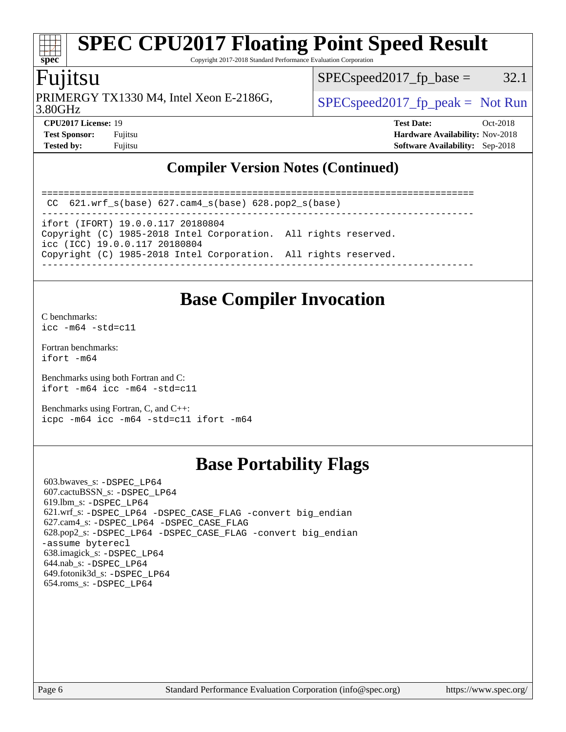## Compiler Version Notes (Continued)

```
==============================================================================
 CC  621.wrf_s(base) 627.cam4_s(base) 628.pop2_s(base)
------------------------------------------------------------------------------
ifort (IFORT) 19.0.0.117 20180804
Copyright (C) 1985-2018 Intel Corporation.  All rights reserved.
icc (ICC) 19.0.0.117 20180804
Copyright (C) 1985-2018 Intel Corporation.  All rights reserved.
------------------------------------------------------------------------------
```

## Base Compiler Invocation

C benchmarks:
`icc -m64 -std=c11`

Fortran benchmarks:
`ifort -m64`

Benchmarks using both Fortran and C:
`ifort -m64 icc -m64 -std=c11`

Benchmarks using Fortran, C, and C++:
`icpc -m64 icc -m64 -std=c11 ifort -m64`

## Base Portability Flags

603.bwaves_s: `-DSPEC_LP64`
607.cactuBSSN_s: `-DSPEC_LP64`
619.lbm_s: `-DSPEC_LP64`
621.wrf_s: `-DSPEC_LP64 -DSPEC_CASE_FLAG -convert big_endian`
627.cam4_s: `-DSPEC_LP64 -DSPEC_CASE_FLAG`
628.pop2_s: `-DSPEC_LP64 -DSPEC_CASE_FLAG -convert big_endian -assume byterecl`
638.imagick_s: `-DSPEC_LP64`
644.nab_s: `-DSPEC_LP64`
649.fotonik3d_s: `-DSPEC_LP64`
654.roms_s: `-DSPEC_LP64`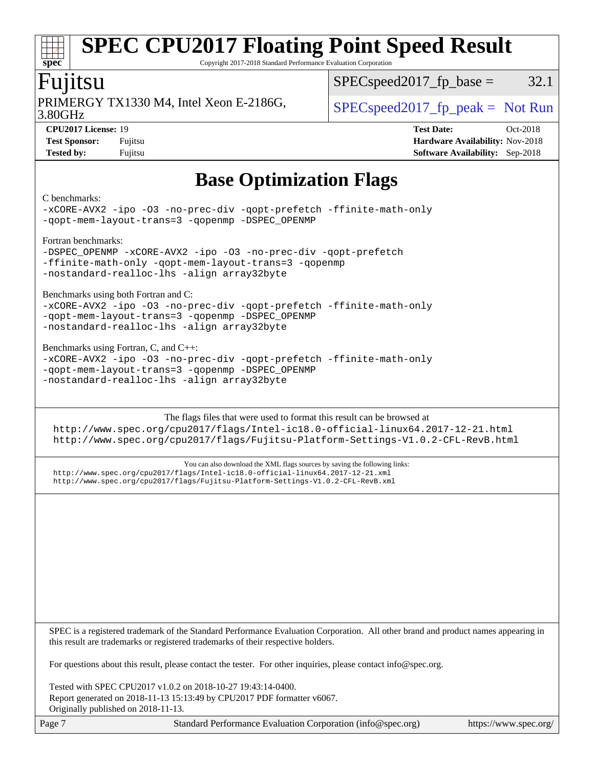# Base Optimization Flags

C benchmarks:

```
-xCORE-AVX2 -ipo -O3 -no-prec-div -qopt-prefetch -ffinite-math-only
-qopt-mem-layout-trans=3 -qopenmp -DSPEC_OPENMP
```

Fortran benchmarks:

```
-DSPEC_OPENMP -xCORE-AVX2 -ipo -O3 -no-prec-div -qopt-prefetch
-ffinite-math-only -qopt-mem-layout-trans=3 -qopenmp
-nostandard-realloc-lhs -align array32byte
```

Benchmarks using both Fortran and C:

```
-xCORE-AVX2 -ipo -O3 -no-prec-div -qopt-prefetch -ffinite-math-only
-qopt-mem-layout-trans=3 -qopenmp -DSPEC_OPENMP
-nostandard-realloc-lhs -align array32byte
```

Benchmarks using Fortran, C, and C++:

```
-xCORE-AVX2 -ipo -O3 -no-prec-div -qopt-prefetch -ffinite-math-only
-qopt-mem-layout-trans=3 -qopenmp -DSPEC_OPENMP
-nostandard-realloc-lhs -align array32byte
```

The flags files that were used to format this result can be browsed at
http://www.spec.org/cpu2017/flags/Intel-ic18.0-official-linux64.2017-12-21.html
http://www.spec.org/cpu2017/flags/Fujitsu-Platform-Settings-V1.0.2-CFL-RevB.html

You can also download the XML flags sources by saving the following links:
http://www.spec.org/cpu2017/flags/Intel-ic18.0-official-linux64.2017-12-21.xml
http://www.spec.org/cpu2017/flags/Fujitsu-Platform-Settings-V1.0.2-CFL-RevB.xml

SPEC is a registered trademark of the Standard Performance Evaluation Corporation. All other brand and product names appearing in this result are trademarks or registered trademarks of their respective holders.

For questions about this result, please contact the tester. For other inquiries, please contact info@spec.org.

Tested with SPEC CPU2017 v1.0.2 on 2018-10-27 19:43:14-0400.
Report generated on 2018-11-13 15:13:49 by CPU2017 PDF formatter v6067.
Originally published on 2018-11-13.